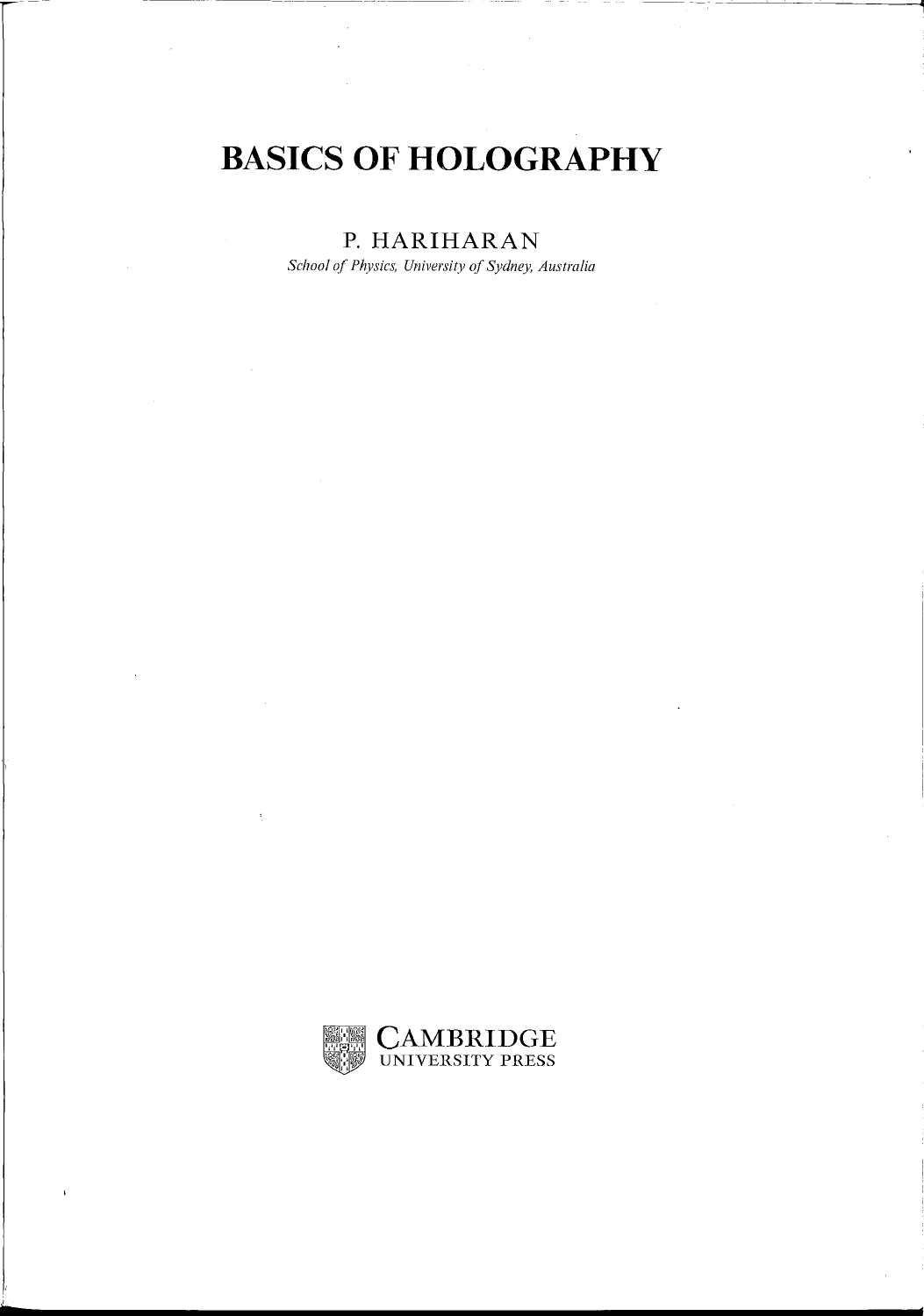# BASICS OF HOLOGRAPHY

P. HARIHARAN

*School of Physics, University of Sydney, Australia*

CAMBRIDGE
UNIVERSITY PRESS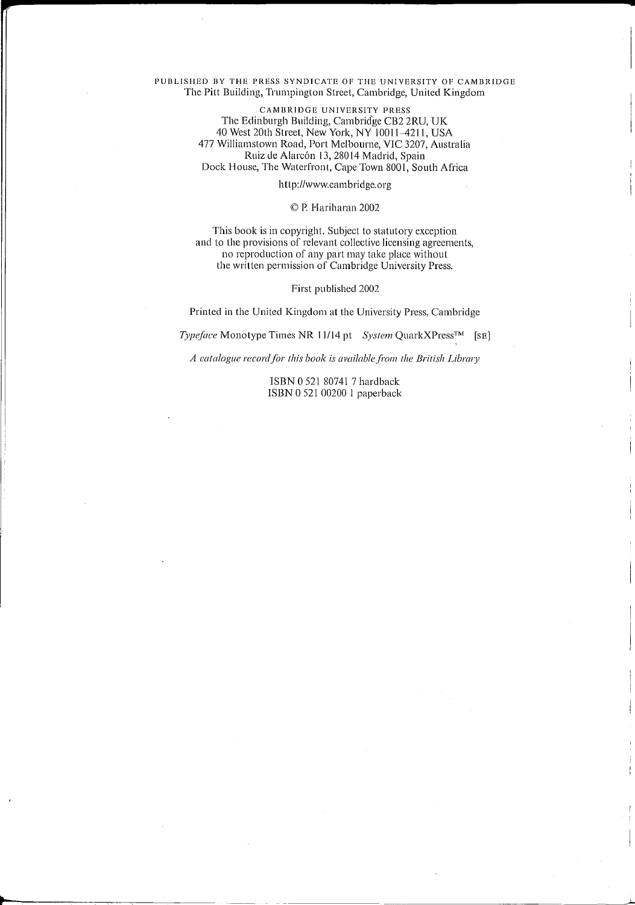PUBLISHED BY THE PRESS SYNDICATE OF THE UNIVERSITY OF CAMBRIDGE
The Pitt Building, Trumpington Street, Cambridge, United Kingdom

CAMBRIDGE UNIVERSITY PRESS
The Edinburgh Building, Cambridge CB2 2RU, UK
40 West 20th Street, New York, NY 10011–4211, USA
477 Williamstown Road, Port Melbourne, VIC 3207, Australia
Ruiz de Alarcón 13, 28014 Madrid, Spain
Dock House, The Waterfront, Cape Town 8001, South Africa

http://www.cambridge.org

© P. Hariharan 2002

This book is in copyright. Subject to statutory exception
and to the provisions of relevant collective licensing agreements,
no reproduction of any part may take place without
the written permission of Cambridge University Press.

First published 2002

Printed in the United Kingdom at the University Press, Cambridge

*Typeface* Monotype Times NR 11/14 pt *System* QuarkXPress™ [SE]

*A catalogue record for this book is available from the British Library*

ISBN 0 521 80741 7 hardback
ISBN 0 521 00200 1 paperback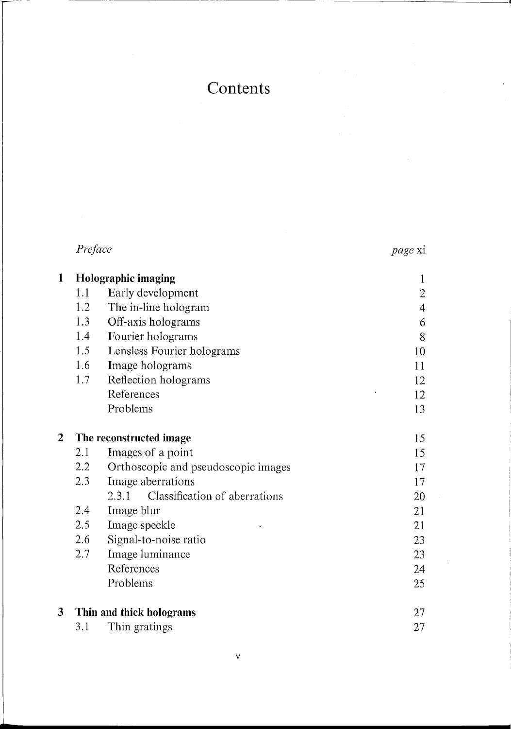# Contents

| | | |
|---|---|---|
| *Preface* | | *page* xi |
| **1** | **Holographic imaging** | 1 |
| 1.1 | Early development | 2 |
| 1.2 | The in-line hologram | 4 |
| 1.3 | Off-axis holograms | 6 |
| 1.4 | Fourier holograms | 8 |
| 1.5 | Lensless Fourier holograms | 10 |
| 1.6 | Image holograms | 11 |
| 1.7 | Reflection holograms | 12 |
| | References | 12 |
| | Problems | 13 |
| **2** | **The reconstructed image** | 15 |
| 2.1 | Images of a point | 15 |
| 2.2 | Orthoscopic and pseudoscopic images | 17 |
| 2.3 | Image aberrations | 17 |
| | 2.3.1 Classification of aberrations | 20 |
| 2.4 | Image blur | 21 |
| 2.5 | Image speckle | 21 |
| 2.6 | Signal-to-noise ratio | 23 |
| 2.7 | Image luminance | 23 |
| | References | 24 |
| | Problems | 25 |
| **3** | **Thin and thick holograms** | 27 |
| 3.1 | Thin gratings | 27 |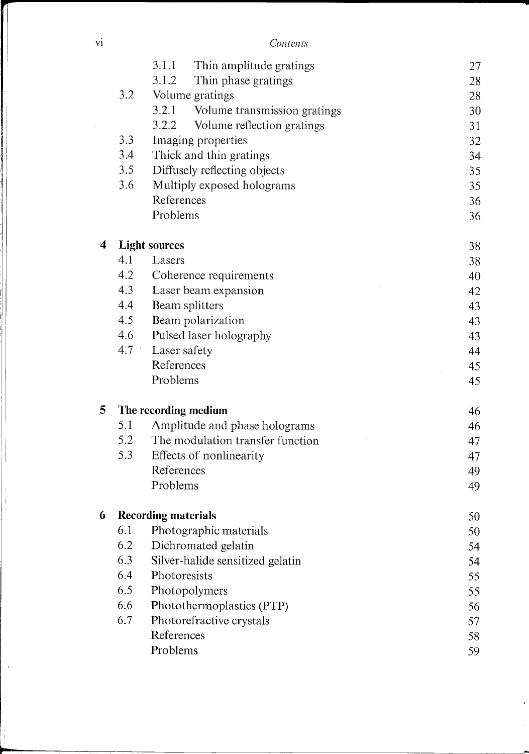| | | |
|---|---|---|
| | 3.1.1 Thin amplitude gratings | 27 |
| | 3.1.2 Thin phase gratings | 28 |
| 3.2 | Volume gratings | 28 |
| | 3.2.1 Volume transmission gratings | 30 |
| | 3.2.2 Volume reflection gratings | 31 |
| 3.3 | Imaging properties | 32 |
| 3.4 | Thick and thin gratings | 34 |
| 3.5 | Diffusely reflecting objects | 35 |
| 3.6 | Multiply exposed holograms | 35 |
| | References | 36 |
| | Problems | 36 |
| **4** | **Light sources** | 38 |
| 4.1 | Lasers | 38 |
| 4.2 | Coherence requirements | 40 |
| 4.3 | Laser beam expansion | 42 |
| 4.4 | Beam splitters | 43 |
| 4.5 | Beam polarization | 43 |
| 4.6 | Pulsed laser holography | 43 |
| 4.7 | Laser safety | 44 |
| | References | 45 |
| | Problems | 45 |
| **5** | **The recording medium** | 46 |
| 5.1 | Amplitude and phase holograms | 46 |
| 5.2 | The modulation transfer function | 47 |
| 5.3 | Effects of nonlinearity | 47 |
| | References | 49 |
| | Problems | 49 |
| **6** | **Recording materials** | 50 |
| 6.1 | Photographic materials | 50 |
| 6.2 | Dichromated gelatin | 54 |
| 6.3 | Silver-halide sensitized gelatin | 54 |
| 6.4 | Photoresists | 55 |
| 6.5 | Photopolymers | 55 |
| 6.6 | Photothermoplastics (PTP) | 56 |
| 6.7 | Photorefractive crystals | 57 |
| | References | 58 |
| | Problems | 59 |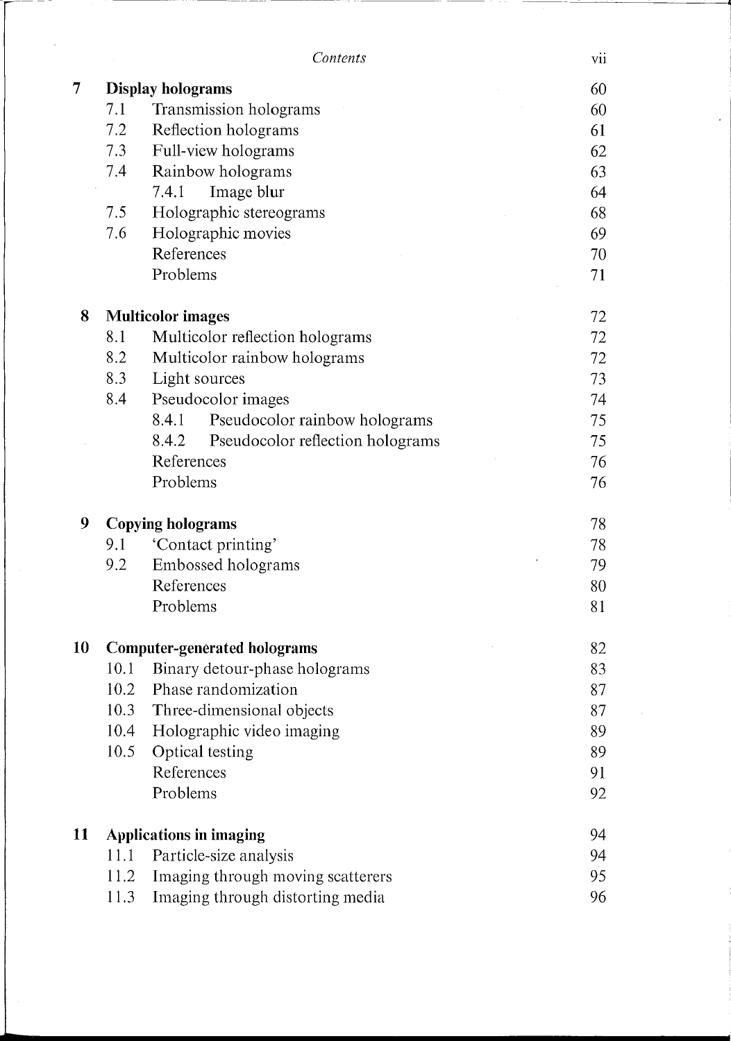| | | |
|---|---|---|
| **7** | **Display holograms** | 60 |
| 7.1 | Transmission holograms | 60 |
| 7.2 | Reflection holograms | 61 |
| 7.3 | Full-view holograms | 62 |
| 7.4 | Rainbow holograms | 63 |
| | 7.4.1 Image blur | 64 |
| 7.5 | Holographic stereograms | 68 |
| 7.6 | Holographic movies | 69 |
| | References | 70 |
| | Problems | 71 |
| **8** | **Multicolor images** | 72 |
| 8.1 | Multicolor reflection holograms | 72 |
| 8.2 | Multicolor rainbow holograms | 72 |
| 8.3 | Light sources | 73 |
| 8.4 | Pseudocolor images | 74 |
| | 8.4.1 Pseudocolor rainbow holograms | 75 |
| | 8.4.2 Pseudocolor reflection holograms | 75 |
| | References | 76 |
| | Problems | 76 |
| **9** | **Copying holograms** | 78 |
| 9.1 | 'Contact printing' | 78 |
| 9.2 | Embossed holograms | 79 |
| | References | 80 |
| | Problems | 81 |
| **10** | **Computer-generated holograms** | 82 |
| 10.1 | Binary detour-phase holograms | 83 |
| 10.2 | Phase randomization | 87 |
| 10.3 | Three-dimensional objects | 87 |
| 10.4 | Holographic video imaging | 89 |
| 10.5 | Optical testing | 89 |
| | References | 91 |
| | Problems | 92 |
| **11** | **Applications in imaging** | 94 |
| 11.1 | Particle-size analysis | 94 |
| 11.2 | Imaging through moving scatterers | 95 |
| 11.3 | Imaging through distorting media | 96 |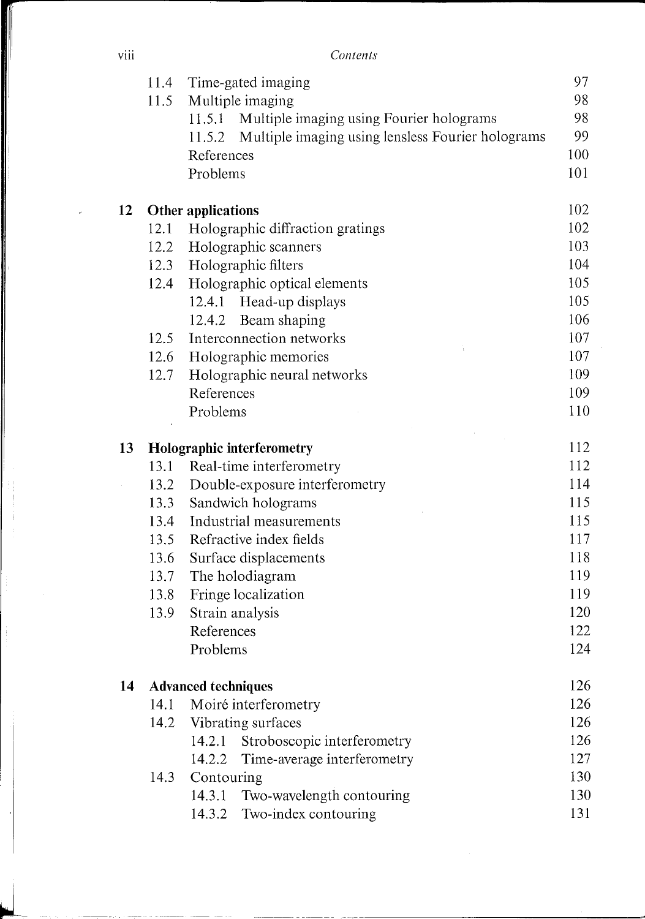| | | | |
|---|---|---|---|
| | 11.4 | Time-gated imaging | 97 |
| | 11.5 | Multiple imaging | 98 |
| | | 11.5.1 Multiple imaging using Fourier holograms | 98 |
| | | 11.5.2 Multiple imaging using lensless Fourier holograms | 99 |
| | | References | 100 |
| | | Problems | 101 |
| **12** | **Other applications** | | 102 |
| | 12.1 | Holographic diffraction gratings | 102 |
| | 12.2 | Holographic scanners | 103 |
| | 12.3 | Holographic filters | 104 |
| | 12.4 | Holographic optical elements | 105 |
| | | 12.4.1 Head-up displays | 105 |
| | | 12.4.2 Beam shaping | 106 |
| | 12.5 | Interconnection networks | 107 |
| | 12.6 | Holographic memories | 107 |
| | 12.7 | Holographic neural networks | 109 |
| | | References | 109 |
| | | Problems | 110 |
| **13** | **Holographic interferometry** | | 112 |
| | 13.1 | Real-time interferometry | 112 |
| | 13.2 | Double-exposure interferometry | 114 |
| | 13.3 | Sandwich holograms | 115 |
| | 13.4 | Industrial measurements | 115 |
| | 13.5 | Refractive index fields | 117 |
| | 13.6 | Surface displacements | 118 |
| | 13.7 | The holodiagram | 119 |
| | 13.8 | Fringe localization | 119 |
| | 13.9 | Strain analysis | 120 |
| | | References | 122 |
| | | Problems | 124 |
| **14** | **Advanced techniques** | | 126 |
| | 14.1 | Moiré interferometry | 126 |
| | 14.2 | Vibrating surfaces | 126 |
| | | 14.2.1 Stroboscopic interferometry | 126 |
| | | 14.2.2 Time-average interferometry | 127 |
| | 14.3 | Contouring | 130 |
| | | 14.3.1 Two-wavelength contouring | 130 |
| | | 14.3.2 Two-index contouring | 131 |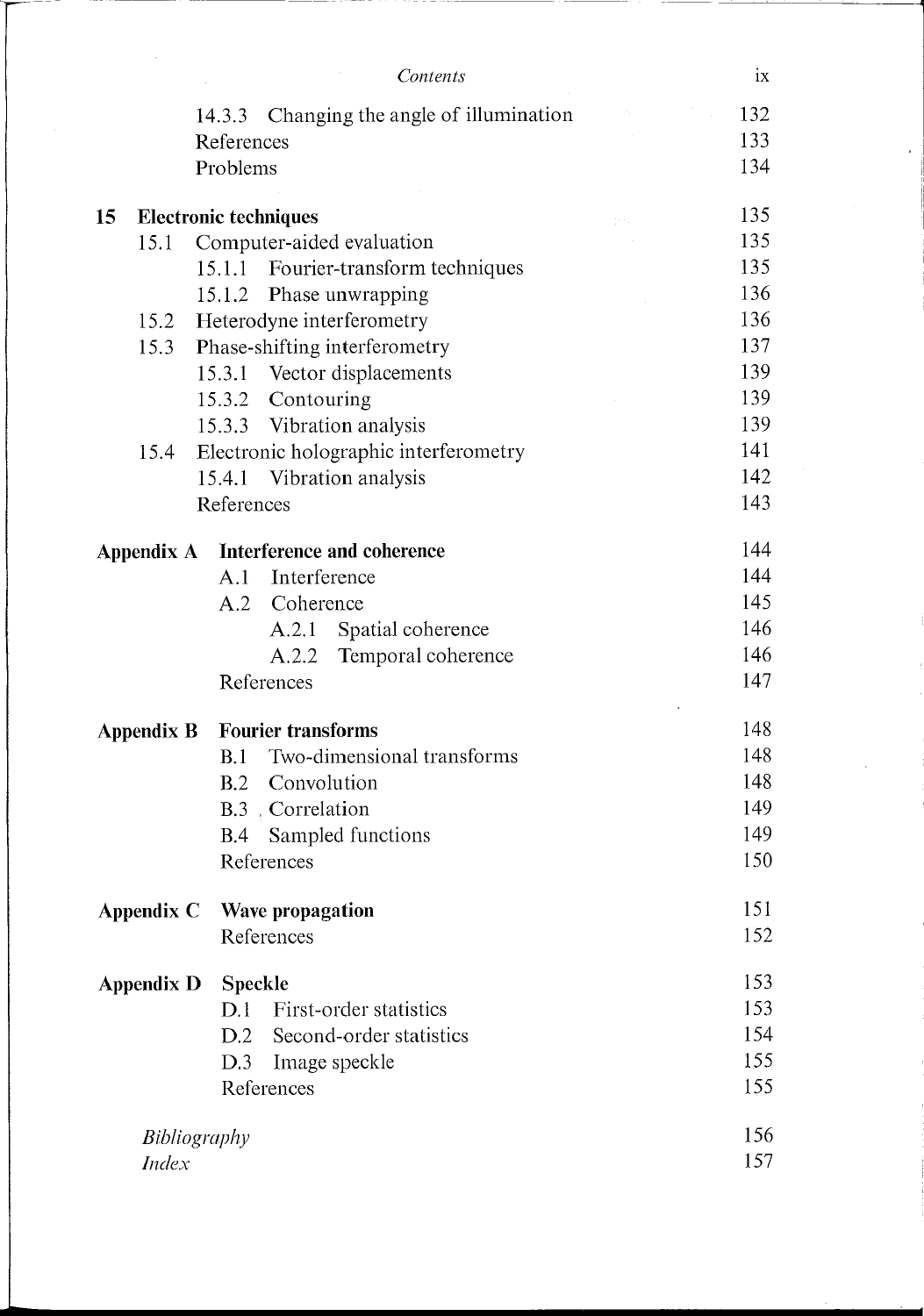| | | |
|---|---|---|
| | 14.3.3 Changing the angle of illumination | 132 |
| | References | 133 |
| | Problems | 134 |
| **15** | **Electronic techniques** | 135 |
| 15.1 | Computer-aided evaluation | 135 |
| | 15.1.1 Fourier-transform techniques | 135 |
| | 15.1.2 Phase unwrapping | 136 |
| 15.2 | Heterodyne interferometry | 136 |
| 15.3 | Phase-shifting interferometry | 137 |
| | 15.3.1 Vector displacements | 139 |
| | 15.3.2 Contouring | 139 |
| | 15.3.3 Vibration analysis | 139 |
| 15.4 | Electronic holographic interferometry | 141 |
| | 15.4.1 Vibration analysis | 142 |
| | References | 143 |
| **Appendix A** | **Interference and coherence** | 144 |
| | A.1 Interference | 144 |
| | A.2 Coherence | 145 |
| | A.2.1 Spatial coherence | 146 |
| | A.2.2 Temporal coherence | 146 |
| | References | 147 |
| **Appendix B** | **Fourier transforms** | 148 |
| | B.1 Two-dimensional transforms | 148 |
| | B.2 Convolution | 148 |
| | B.3 Correlation | 149 |
| | B.4 Sampled functions | 149 |
| | References | 150 |
| **Appendix C** | **Wave propagation** | 151 |
| | References | 152 |
| **Appendix D** | **Speckle** | 153 |
| | D.1 First-order statistics | 153 |
| | D.2 Second-order statistics | 154 |
| | D.3 Image speckle | 155 |
| | References | 155 |
| *Bibliography* | | 156 |
| *Index* | | 157 |